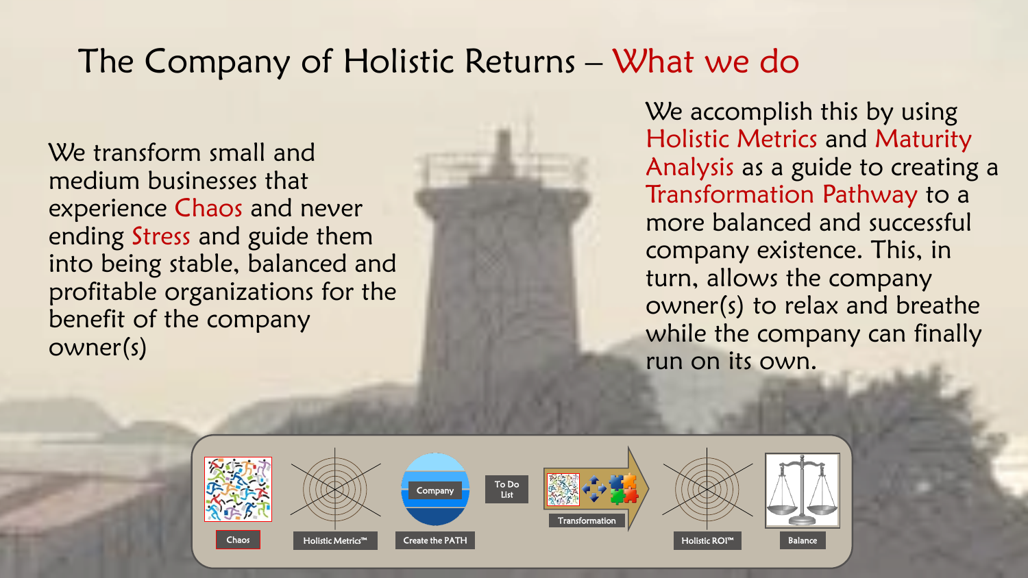# The Company of Holistic Returns – What we do

We transform small and medium businesses that experience Chaos and never ending Stress and guide them into being stable, balanced and profitable organizations for the benefit of the company owner(s)

We accomplish this by using Holistic Metrics and Maturity Analysis as a guide to creating a Transformation Pathway to a more balanced and successful company existence. This, in turn, allows the company owner(s) to relax and breathe while the company can finally run on its own.

Chaos → Holistic Metrics™ → Company / Create the PATH → To Do List → Transformation → Holistic ROI™ → Balance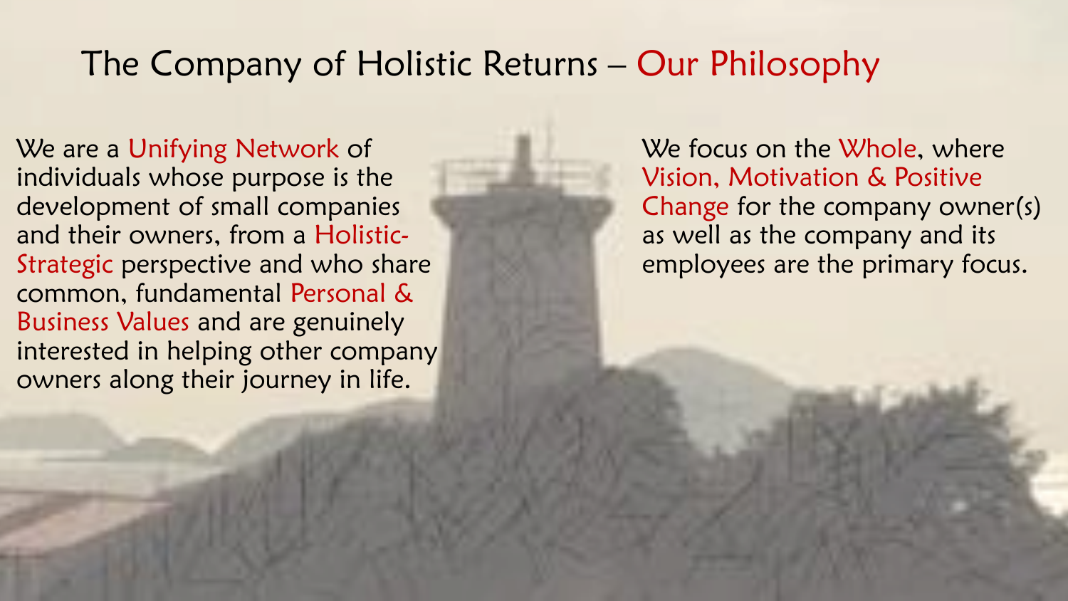# The Company of Holistic Returns – Our Philosophy

We are a Unifying Network of individuals whose purpose is the development of small companies and their owners, from a Holistic-Strategic perspective and who share common, fundamental Personal & Business Values and are genuinely interested in helping other company owners along their journey in life.

We focus on the Whole, where Vision, Motivation & Positive Change for the company owner(s) as well as the company and its employees are the primary focus.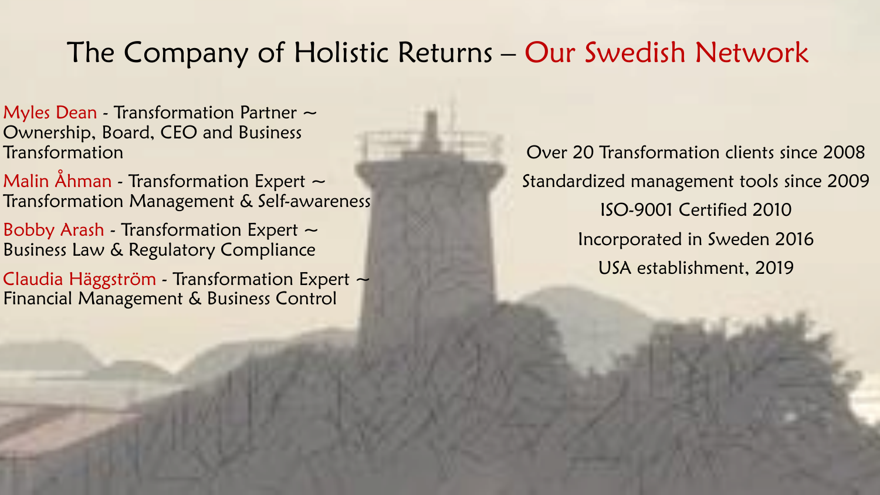# The Company of Holistic Returns – Our Swedish Network

Myles Dean - Transformation Partner ~ Ownership, Board, CEO and Business Transformation

Malin Åhman - Transformation Expert ~ Transformation Management & Self-awareness

Bobby Arash - Transformation Expert ~ Business Law & Regulatory Compliance

Claudia Häggström - Transformation Expert ~ Financial Management & Business Control

Over 20 Transformation clients since 2008

Standardized management tools since 2009

ISO-9001 Certified 2010

Incorporated in Sweden 2016

USA establishment, 2019